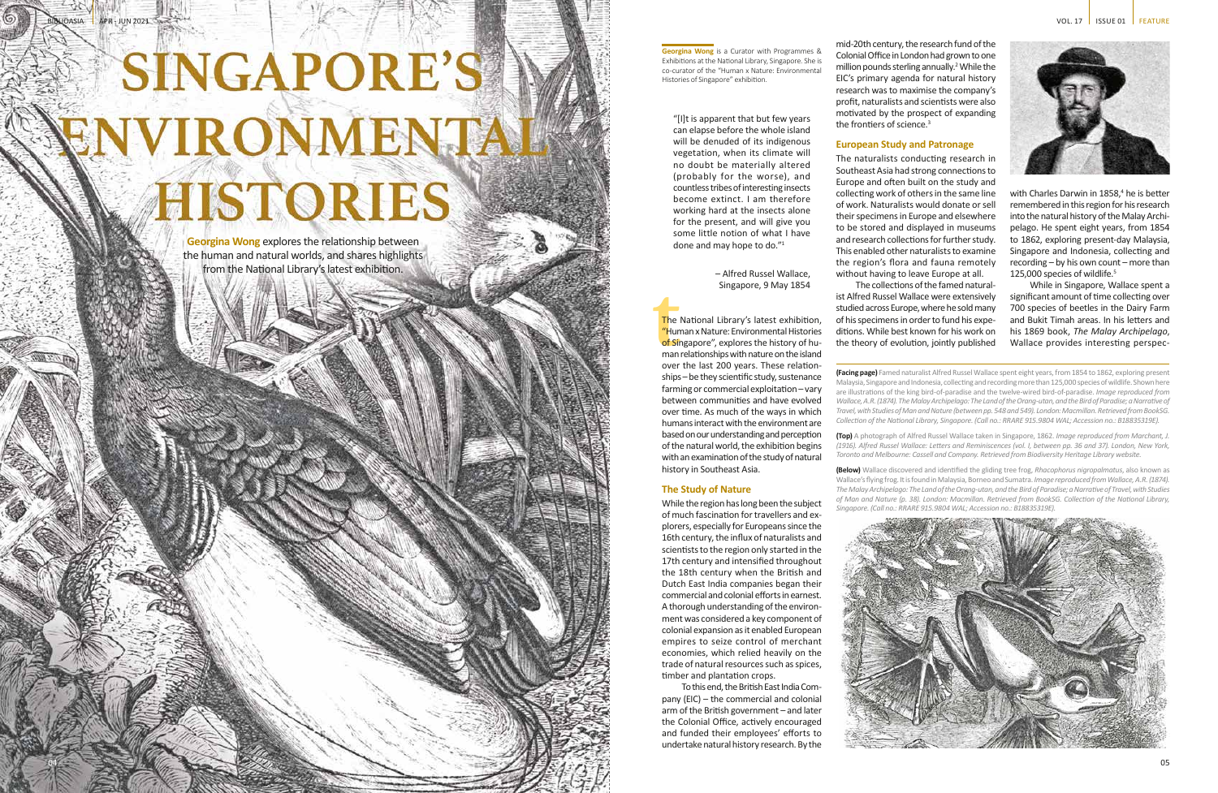# SINGAPORE'S ENVIRONMENTAL HISTORIES

**Georgina Wong** explores the relationship between the human and natural worlds, and shares highlights from the National Library's latest exhibition.

**Georgina Wong** is a Curator with Programmes & Exhibitions at the National Library, Singapore. She is co-curator of the "Human x Nature: Environmental Histories of Singapore" exhibition.

"[I]t is apparent that but few years can elapse before the whole island will be denuded of its indigenous vegetation, when its climate will no doubt be materially altered (probably for the worse), and countless tribes of interesting insects become extinct. I am therefore working hard at the insects alone for the present, and will give you some little notion of what I have done and may hope to do."[1]

– Alfred Russel Wallace, Singapore, 9 May 1854

The National Library's latest exhibition, "Human x Nature: Environmental Histories of Singapore", explores the history of human relationships with nature on the island over the last 200 years. These relationships – be they scientific study, sustenance farming or commercial exploitation – vary between communities and have evolved over time. As much of the ways in which humans interact with the environment are based on our understanding and perception of the natural world, the exhibition begins with an examination of the study of natural history in Southeast Asia.

## The Study of Nature

While the region has long been the subject of much fascination for travellers and explorers, especially for Europeans since the 16th century, the influx of naturalists and scientists to the region only started in the 17th century and intensified throughout the 18th century when the British and Dutch East India companies began their commercial and colonial efforts in earnest. A thorough understanding of the environment was considered a key component of colonial expansion as it enabled European empires to seize control of merchant economies, which relied heavily on the trade of natural resources such as spices, timber and plantation crops.

To this end, the British East India Company (EIC) – the commercial and colonial arm of the British government – and later the Colonial Office, actively encouraged and funded their employees' efforts to undertake natural history research. By the mid-20th century, the research fund of the Colonial Office in London had grown to one million pounds sterling annually.[2] While the EIC's primary agenda for natural history research was to maximise the company's profit, naturalists and scientists were also motivated by the prospect of expanding the frontiers of science.[3]

## European Study and Patronage

The naturalists conducting research in Southeast Asia had strong connections to Europe and often built on the study and collecting work of others in the same line of work. Naturalists would donate or sell their specimens in Europe and elsewhere to be stored and displayed in museums and research collections for further study. This enabled other naturalists to examine the region's flora and fauna remotely without having to leave Europe at all.

The collections of the famed naturalist Alfred Russel Wallace were extensively studied across Europe, where he sold many of his specimens in order to fund his expeditions. While best known for his work on the theory of evolution, jointly published with Charles Darwin in 1858,[4] he is better remembered in this region for his research into the natural history of the Malay Archipelago. He spent eight years, from 1854 to 1862, exploring present-day Malaysia, Singapore and Indonesia, collecting and recording – by his own count – more than 125,000 species of wildlife.[5]

While in Singapore, Wallace spent a significant amount of time collecting over 700 species of beetles in the Dairy Farm and Bukit Timah areas. In his letters and his 1869 book, *The Malay Archipelago*, Wallace provides interesting perspec-

**(Facing page)** Famed naturalist Alfred Russel Wallace spent eight years, from 1854 to 1862, exploring present Malaysia, Singapore and Indonesia, collecting and recording more than 125,000 species of wildlife. Shown here are illustrations of the king bird-of-paradise and the twelve-wired bird-of-paradise. *Image reproduced from Wallace, A.R. (1874). The Malay Archipelago: The Land of the Orang-utan, and the Bird of Paradise; a Narrative of Travel, with Studies of Man and Nature (between pp. 548 and 549). London: Macmillan. Retrieved from BookSG. Collection of the National Library, Singapore. (Call no.: RRARE 915.9804 WAL; Accession no.: B18835319E).*

**(Top)** A photograph of Alfred Russel Wallace taken in Singapore, 1862. *Image reproduced from Marchant, J. (1916). Alfred Russel Wallace: Letters and Reminiscences (vol. I, between pp. 36 and 37). London, New York, Toronto and Melbourne: Cassell and Company. Retrieved from Biodiversity Heritage Library website.*

**(Below)** Wallace discovered and identified the gliding tree frog, *Rhacophorus nigropalmatus*, also known as Wallace's flying frog. It is found in Malaysia, Borneo and Sumatra. *Image reproduced from Wallace, A.R. (1874). The Malay Archipelago: The Land of the Orang-utan, and the Bird of Paradise; a Narrative of Travel, with Studies of Man and Nature (p. 38). London: Macmillan. Retrieved from BookSG. Collection of the National Library, Singapore. (Call no.: RRARE 915.9804 WAL; Accession no.: B18835319E).*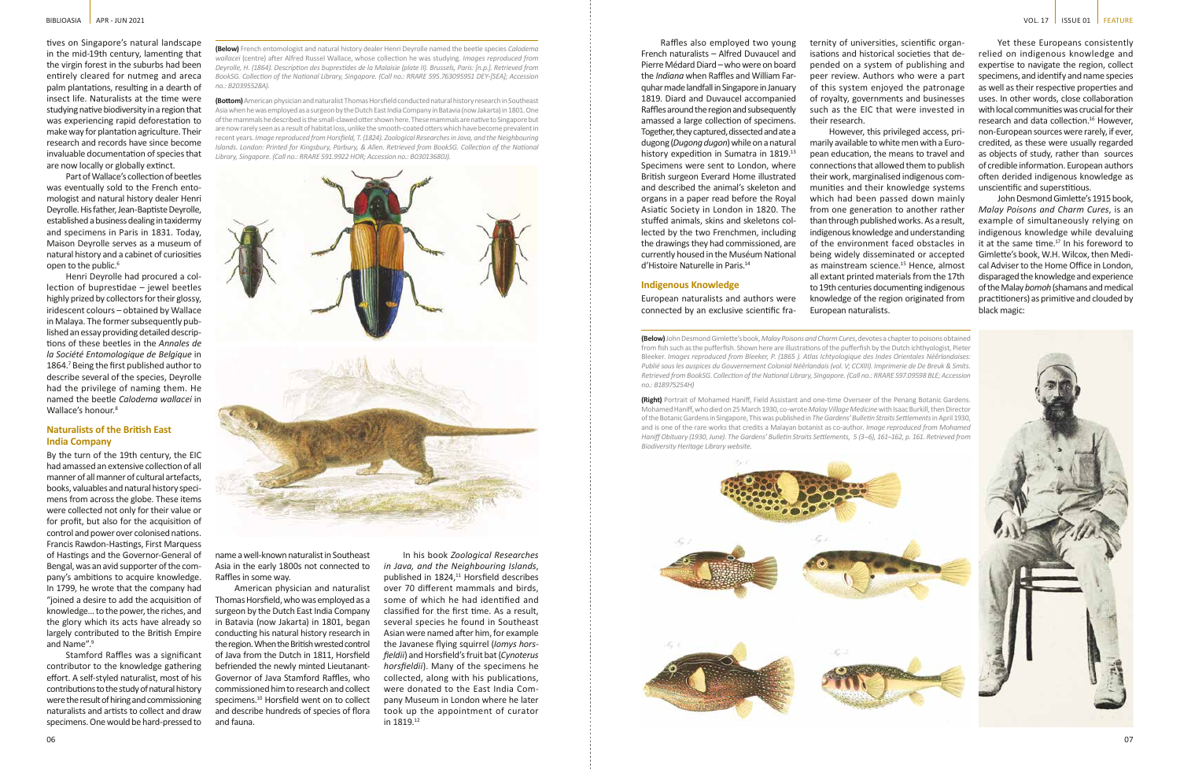tives on Singapore's natural landscape in the mid-19th century, lamenting that the virgin forest in the suburbs had been entirely cleared for nutmeg and areca palm plantations, resulting in a dearth of insect life. Naturalists at the time were studying native biodiversity in a region that was experiencing rapid deforestation to make way for plantation agriculture. Their research and records have since become invaluable documentation of species that are now locally or globally extinct.

Part of Wallace's collection of beetles was eventually sold to the French entomologist and natural history dealer Henri Deyrolle. His father, Jean-Baptiste Deyrolle, established a business dealing in taxidermy and specimens in Paris in 1831. Today, Maison Deyrolle serves as a museum of natural history and a cabinet of curiosities open to the public.[6]

Henri Deyrolle had procured a collection of buprestidae – jewel beetles highly prized by collectors for their glossy, iridescent colours – obtained by Wallace in Malaya. The former subsequently published an essay providing detailed descriptions of these beetles in the *Annales de la Société Entomologique de Belgique* in 1864.[7] Being the first published author to describe several of the species, Deyrolle had the privilege of naming them. He named the beetle *Calodema wallacei* in Wallace's honour.[8]

**(Below)** French entomologist and natural history dealer Henri Deyrolle named the beetle species *Calodema wallacei* (centre) after Alfred Russel Wallace, whose collection he was studying. *Images reproduced from Deyrolle, H. (1864). Description des buprestides de la Malaisie (plate II). Brussels, Paris: [n.p.]. Retrieved from BookSG. Collection of the National Library, Singapore. (Call no.: RRARE 595.763095951 DEY-[SEA]; Accession no.: B20395528A).*

**(Bottom)** American physician and naturalist Thomas Horsfield conducted natural history research in Southeast Asia when he was employed as a surgeon by the Dutch East India Company in Batavia (now Jakarta) in 1801. One of the mammals he described is the small-clawed otter shown here. These mammals are native to Singapore but are now rarely seen as a result of habitat loss, unlike the smooth-coated otters which have become prevalent in recent years. *Image reproduced from Horsfield, T. (1824). Zoological Researches in Java, and the Neighbouring Islands. London: Printed for Kingsbury, Parbury, & Allen. Retrieved from BookSG. Collection of the National Library, Singapore. (Call no.: RRARE 591.9922 HOR; Accession no.: B03013680J).*

## Naturalists of the British East India Company

By the turn of the 19th century, the EIC had amassed an extensive collection of all manner of all manner of cultural artefacts, books, valuables and natural history specimens from across the globe. These items were collected not only for their value or for profit, but also for the acquisition of control and power over colonised nations. Francis Rawdon-Hastings, First Marquess of Hastings and the Governor-General of Bengal, was an avid supporter of the company's ambitions to acquire knowledge. In 1799, he wrote that the company had "joined a desire to add the acquisition of knowledge... to the power, the riches, and the glory which its acts have already so largely contributed to the British Empire and Name".[9]

Stamford Raffles was a significant contributor to the knowledge gathering effort. A self-styled naturalist, most of his contributions to the study of natural history were the result of hiring and commissioning naturalists and artists to collect and draw specimens. One would be hard-pressed to name a well-known naturalist in Southeast Asia in the early 1800s not connected to Raffles in some way.

American physician and naturalist Thomas Horsfield, who was employed as a surgeon by the Dutch East India Company in Batavia (now Jakarta) in 1801, began conducting his natural history research in the region. When the British wrested control of Java from the Dutch in 1811, Horsfield befriended the newly minted Lieutenant-Governor of Java Stamford Raffles, who commissioned him to research and collect specimens.[10] Horsfield went on to collect and describe hundreds of species of flora and fauna.

In his book *Zoological Researches in Java, and the Neighbouring Islands*, published in 1824,[11] Horsfield describes over 70 different mammals and birds, some of which he had identified and classified for the first time. As a result, several species he found in Southeast Asian were named after him, for example the Javanese flying squirrel (*Iomys horsfieldii*) and Horsfield's fruit bat (*Cynoterus horsfieldii*). Many of the specimens he collected, along with his publications, were donated to the East India Company Museum in London where he later took up the appointment of curator in 1819.[12]

Raffles also employed two young French naturalists – Alfred Duvaucel and Pierre Médard Diard – who were on board the *Indiana* when Raffles and William Farquhar made landfall in Singapore in January 1819. Diard and Duvaucel accompanied Raffles around the region and subsequently amassed a large collection of specimens. Together, they captured, dissected and ate a dugong (*Dugong dugon*) while on a natural history expedition in Sumatra in 1819.[13] Specimens were sent to London, where British surgeon Everard Home illustrated and described the animal's skeleton and organs in a paper read before the Royal Asiatic Society in London in 1820. The stuffed animals, skins and skeletons collected by the two Frenchmen, including the drawings they had commissioned, are currently housed in the Muséum National d'Histoire Naturelle in Paris.[14]

## Indigenous Knowledge

European naturalists and authors were connected by an exclusive scientific fraternity of universities, scientific organisations and historical societies that depended on a system of publishing and peer review. Authors who were a part of this system enjoyed the patronage of royalty, governments and businesses such as the EIC that were invested in their research.

However, this privileged access, primarily available to white men with a European education, the means to travel and connections that allowed them to publish their work, marginalised indigenous communities and their knowledge systems which had been passed down mainly from one generation to another rather than through published works. As a result, indigenous knowledge and understanding of the environment faced obstacles in being widely disseminated or accepted as mainstream science.[15] Hence, almost all extant printed materials from the 17th to 19th centuries documenting indigenous knowledge of the region originated from European naturalists.

Yet these Europeans consistently relied on indigenous knowledge and expertise to navigate the region, collect specimens, and identify and name species as well as their respective properties and uses. In other words, close collaboration with local communities was crucial for their research and data collection.[16] However, non-European sources were rarely, if ever, credited, as these were usually regarded as objects of study, rather than sources of credible information. European authors often derided indigenous knowledge as unscientific and superstitious.

John Desmond Gimlette's 1915 book, *Malay Poisons and Charm Cures*, is an example of simultaneously relying on indigenous knowledge while devaluing it at the same time.[17] In his foreword to Gimlette's book, W.H. Wilcox, then Medical Adviser to the Home Office in London, disparaged the knowledge and experience of the Malay *bomoh* (shamans and medical practitioners) as primitive and clouded by black magic:

**(Below)** John Desmond Gimlette's book, *Malay Poisons and Charm Cures*, devotes a chapter to poisons obtained from fish such as the pufferfish. Shown here are illustrations of the pufferfish by the Dutch ichthyologist, Pieter Bleeker. *Images reproduced from Bleeker, P. (1865 ). Atlas Ichtyologique des Indes Orientales Néêrlandaises: Publié sous les auspices du Gouvernement Colonial Néêrlandais (vol. V; CCXIII). Imprimerie de De Breuk & Smits. Retrieved from BookSG. Collection of the National Library, Singapore. (Call no.: RRARE 597.09598 BLE; Accession no.: B18975254H)*

**(Right)** Portrait of Mohamed Haniff, Field Assistant and one-time Overseer of the Penang Botanic Gardens. Mohamed Haniff, who died on 25 March 1930, co-wrote *Malay Village Medicine* with Isaac Burkill, then Director of the Botanic Gardens in Singapore, This was published in *The Gardens' Bulletin Straits Settlements* in April 1930, and is one of the rare works that credits a Malayan botanist as co-author. *Image reproduced from Mohamed Haniff Obituary (1930, June). The Gardens' Bulletin Straits Settlements, 5 (3–6), 161–162, p. 161. Retrieved from Biodiversity Heritage Library website.*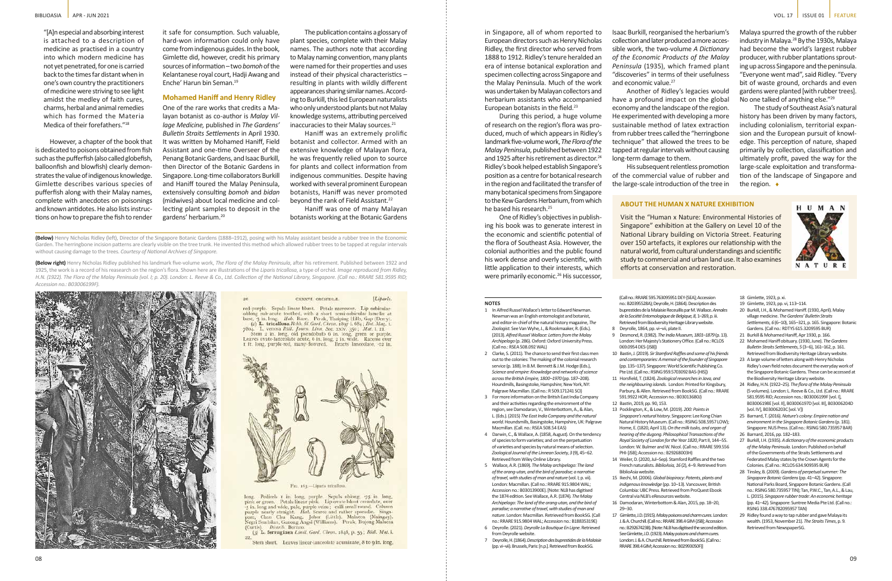"[A]n especial and absorbing interest is attached to a description of medicine as practised in a country into which modern medicine has not yet penetrated, for one is carried back to the times far distant when in one's own country the practitioners of medicine were striving to see light amidst the medley of faith cures, charms, herbal and animal remedies which has formed the Materia Medica of their forefathers."[18]

However, a chapter of the book that is dedicated to poisons obtained from fish such as the pufferfish (also called globefish, balloonfish and blowfish) clearly demonstrates the value of indigenous knowledge. Gimlette describes various species of pufferfish along with their Malay names, complete with anecdotes on poisonings and known antidotes. He also lists instructions on how to prepare the fish to render it safe for consumption. Such valuable, hard-won information could only have come from indigenous guides. In the book, Gimlette did, however, credit his primary sources of information – two *bomoh* of the Kelantanese royal court, Hadji Awang and Enche' Harun bin Seman.[19]

## Mohamed Haniff and Henry Ridley

One of the rare works that credits a Malayan botanist as co-author is *Malay Village Medicine,* published in *The Gardens' Bulletin Straits Settlements* in April 1930. It was written by Mohamed Haniff, Field Assistant and one-time Overseer of the Penang Botanic Gardens, and Isaac Burkill, then Director of the Botanic Gardens in Singapore. Long-time collaborators Burkill and Haniff toured the Malay Peninsula, extensively consulting *bomoh* and *bidan* (midwives) about local medicine and collecting plant samples to deposit in the gardens' herbarium.[20]

The publication contains a glossary of plant species, complete with their Malay names. The authors note that according to Malay naming convention, many plants were named for their properties and uses instead of their physical characteristics – resulting in plants with wildly different appearances sharing similar names. According to Burkill, this led European naturalists who only understood plants but not Malay knowledge systems, attributing perceived inaccuracies to their Malay sources.[21]

Haniff was an extremely prolific botanist and collector. Armed with an extensive knowledge of Malayan flora, he was frequently relied upon to source for plants and collect information from indigenous communities. Despite having worked with several prominent European botanists, Haniff was never promoted beyond the rank of Field Assistant.[22]

Haniff was one of many Malayan botanists working at the Botanic Gardens in Singapore, all of whom reported to European directors such as Henry Nicholas Ridley, the first director who served from 1888 to 1912. Ridley's tenure heralded an era of intense botanical exploration and specimen collecting across Singapore and the Malay Peninsula. Much of the work was undertaken by Malayan collectors and herbarium assistants who accompanied European botanists in the field.[23]

During this period, a huge volume of research on the region's flora was produced, much of which appears in Ridley's landmark five-volume work, *The Flora of the Malay Peninsula*, published between 1922 and 1925 after his retirement as director.[24] Ridley's book helped establish Singapore's position as a centre for botanical research in the region and facilitated the transfer of many botanical specimens from Singapore to the Kew Gardens Herbarium, from which he based his research.[25]

One of Ridley's objectives in publishing his book was to generate interest in the economic and scientific potential of the flora of Southeast Asia. However, the colonial authorities and the public found his work dense and overly scientific, with little application to their interests, which were primarily economic.[26] His successor, Isaac Burkill, reorganised the herbarium's collection and later produced a more accessible work, the two-volume *A Dictionary of the Economic Products of the Malay Peninsula* (1935), which framed plant "discoveries" in terms of their usefulness and economic value.[27]

Another of Ridley's legacies would have a profound impact on the global economy and the landscape of the region. He experimented with developing a more sustainable method of latex extraction from rubber trees called the "herringbone technique" that allowed the trees to be tapped at regular intervals without causing long-term damage to them.

His subsequent relentless promotion of the commercial value of rubber and the large-scale introduction of the tree in Malaya spurred the growth of the rubber industry in Malaya.[28] By the 1930s, Malaya had become the world's largest rubber producer, with rubber plantations sprouting up across Singapore and the peninsula. "Everyone went mad", said Ridley. "Every bit of waste ground, orchards and even gardens were planted [with rubber trees]. No one talked of anything else."[29]

The study of Southeast Asia's natural history has been driven by many factors, including colonialism, territorial expansion and the European pursuit of knowledge. This perception of nature, shaped primarily by collection, classification and ultimately profit, paved the way for the large-scale exploitation and transformation of the landscape of Singapore and the region. ♦

**(Below)** Henry Nicholas Ridley (left), Director of the Singapore Botanic Gardens (1888–1912), posing with his Malay assistant beside a rubber tree in the Economic Garden. The herringbone incision patterns are clearly visible on the tree trunk. He invented this method which allowed rubber trees to be tapped at regular intervals without causing damage to the trees. *Courtesy of National Archives of Singapore.*

**(Below right)** Henry Nicholas Ridley published his landmark five-volume work, *The Flora of the Malay Peninsula*, after his retirement. Published between 1922 and 1925, the work is a record of his reasearch on the region's flora. Shown here are illustrations of the *Liparis tricallosa*, a type of orchid. *Image reproduced from Ridley, H.N. (1922). The Flora of the Malay Peninsula (vol. I; p. 20). London: L. Reeve & Co., Ltd. Collection of the National Library, Singapore. (Call no.: RRARE 581.9595 RID; Accession no.: B03006199F).*

### ABOUT THE HUMAN X NATURE EXHIBITION

Visit the "Human x Nature: Environmental Histories of Singapore" exhibition at the Gallery on Level 10 of the National Library building on Victoria Street. Featuring over 150 artefacts, it explores our relationship with the natural world, from cultural understandings and scientific study to commercial and urban land use. It also examines efforts at conservation and restoration.

### NOTES

1. In Alfred Russel Wallace's letter to Edward Newman. Newman was an English entomologist and botanist, and editor-in-chief of the natural history magazine, *The Zoologist*. See Van Wyhe, J., & Rookmaaker, R. (Eds.). (2013). *Alfred Russel Wallace: Letters from the Malay Archipelago* (p. 286). Oxford: Oxford University Press. (Call no.: RSEA 508.092 WAL)
2. Clarke, S. (2011). The chance to send their first class men out to the colonies: The making of the colonial research service (p. 188). In B.M. Bennett & J.M. Hodge (Eds.), *Science and empire: Knowledge and networks of science across the British Empire, 1800–1970* (pp. 187–208). Houndmills, Basingstoke, Hampshire; New York, NY: Palgrave Macmillan. (Call no.: R 509.171241 SCI)
3. For more information on the British East India Company and their activities regarding the environment of the region, see Damodaran, V., Winterbottom, A., & Alan, L. (Eds.). (2015) *The East India Company and the natural world*. Houndmills, Basingstoke, Hampshire, UK: Palgrave Macmillan. (Call no.: RSEA 508.54 EAS)
4. Darwin, C., & Wallace, A. (1858, August). On the tendency of species to form varieties; and on the perpetuation of varieties and species by natural means of selection. *Zoological Journal of the Linnean Society, 3* (9), 45–62. Retrieved from Wiley Online Library.
5. Wallace, A.R. (1869). *The Malay archipelago: The land of the orang-utan, and the bird of paradise; a narrative of travel, with studies of man and nature* (vol. I; p. vii). London: Macmillan. (Call no.: RRARE 915.9804 WAL; Accession no.: B03013900E). [Note: NLB has digitised the 1874 edition. See Wallace, A.R. (1874). *The Malay Archipelago: The land of the orang-utan, and the bird of paradise; a narrative of travel, with studies of man and nature*. London: Macmillan. Retrieved from BookSG. (Call no.: RRARE 915.9804 WAL; Accession no.: B18835319E)
6. Deyrolle. (2021). *Deyrolle La Boutique En Ligne*. Retrieved from Deyrolle website.
7. Deyrolle, H. (1864). *Description des buprestides de la Malaisie* (pp. vi–vii). Brussels, Paris: [n.p.]. Retrieved from BookSG. (Call no.: RRARE 595.763095951 DEY-[SEA]; Accession no.: B20395528A); Deyrolle, H. (1864). Description des buprestides de la Malaisie Receuillis par M. Wallace. *Annales de la Société Entomologique de Belgique, 8*, 1–269, p. iii. Retrieved from Biodiversity Heritage Library website.
8. Deyrolle, 1864, pp. vi–vii, plate II.
9. Desmond, R. (1982). *The India Museum, 1801–1879* (p. 13). London: Her Majesty's Stationery Office. (Call no.: RCLOS 069.0954 DES-[JSB])
10. Bastin, J. (2019). *Sir Stamford Raffles and some of his friends and contemporaries: A memoir of the founder of Singapore* (pp. 135–137). Singapore: World Scientific Publishing Co. Pte Ltd. (Call no.: RSING 959.5703092 BAS-[HIS])
11. Horsfield, T. (1824). *Zoological researches in Java, and the neighbouring islands*. London: Printed for Kingsbury, Parbury, & Allen. Retrieved from BookSG. (Call no.: RRARE 591.9922 HOR; Accession no.: B03013680J)
12. Bastin, 2019, pp. 90, 153.
13. Pocklington, K., & Low, M. (2019). *200: Points in Singapore's natural history*. Singapore: Lee Kong Chian Natural History Museum. (Call no.: RSING 508.5957 LOW); Home, E. (1820, April 13). *On the milk tusks, and organ of hearing of the dugong*. *Philosophical Transactions of the Royal Society of London for the Year 1820*, Part II, 144–55. London: W. Bulmer and W. Nicol. (Call no.: RRARE 599.556 PHI-[JSB]; Accession no.: B29268003H)
14. Weiler, D. (2020, Jul–Sep). Stamford Raffles and the two French naturalists. *BiblioAsia, 16* (2), 4–9. Retrieved from BiblioAsia website.
15. Ikechi, M. (2006). *Global biopiracy: Patents, plants and indigenous knowledge* (pp. 10–13). Vancouver, British Columbia: UBC Press. Retrieved from ProQuest Ebook Central via NLB's eResources website.
16. Damodaran, Winterbottom & Alan, 2015, pp. 18–20, 29–30.
17. Gimlette, J.D. (1915). *Malay poisons and charm cures*. London: J. & A. Churchill. (Call no.: RRARE 398.4 GIM-[JSB]; Accession no.: B29267423B). [Note: NLB has digitised the second edition. See Gimlette, J.D. (1923). *Malay poisons and charm cures*. London: J. & A. Churchill. Retrieved from BookSG. (Call no.: RRARE 398.4 GIM; Accession no.: B02993050F)]
18. Gimlette, 1923, p. xi.
19. Gimlette, 1923, pp. vi, 113–114.
20. Burkill, I.H., & Mohamed Haniff. (1930, April). Malay village medicine. *The Gardens' Bulletin Straits Settlements, 6* (6–10), 165–321, p. 165. Singapore: Botanic Gardens. (Call no.: RDTYS 615.3209595 BUR)
21. Burkill & Mohamed Haniff, Apr 1930, p. 166.
22. Mohamed Haniff obituary. (1930, June). *The Gardens Bulletin Straits Settlements, 5* (3–6), 161–162, p. 161. Retrieved from Biodiversity Heritage Library website.
23. A large volume of letters along with Henry Nicholas Ridley's own field notes document the everyday work of the Singapore Botanic Gardens. These can be accessed at the Biodiversity Heritage Library website.
24. Ridley, H.N. (1922–25). *The flora of the Malay Peninsula* (5 volumes). London: L. Reeve & Co., Ltd. (Call no.: RRARE 581.9595 RID; Accession nos.: B03006199F [vol. I], B03006198E [vol. II], B03006197D [vol. III], B03006204D [vol. IV], B03006203C [vol. V])
25. Barnard, T. (2016). *Nature's colony: Empire nation and environment in the Singapore Botanic Gardens* (p. 181). Singapore: NUS Press. (Call no.: RSING 580.735957 BAR)
26. Barnard, 2016, pp. 182–183.
27. Burkill, I.H. (1935). *A dictionary of the economic products of the Malay Peninsula*. London: Published on behalf of the Governments of the Straits Settlements and Federated Malay states by the Crown Agents for the Colonies. (Call no.: RCLOS 634.909595 BUR)
28. Tinsley, B. (2009). *Gardens of perpetual summer: The Singapore Botanic Gardens* (pp. 41–42). Singapore: National Parks Board, Singapore Botanic Gardens. (Call no.: RSING 580.735957 TIN); Tan, P.W.C., Tan, A.L., & Lau, L. (2015). *Singapore rubber trade: An economic heritage* (pp. 41–42). Singapore: Suntree Media Pte Ltd. (Call no.: RSING 338.476782095957 TAN)
29. Ridley found a way to tap rubber and gave Malaya its wealth. (1953, November 21). *The Straits Times*, p. 9. Retrieved from NewspaperSG.